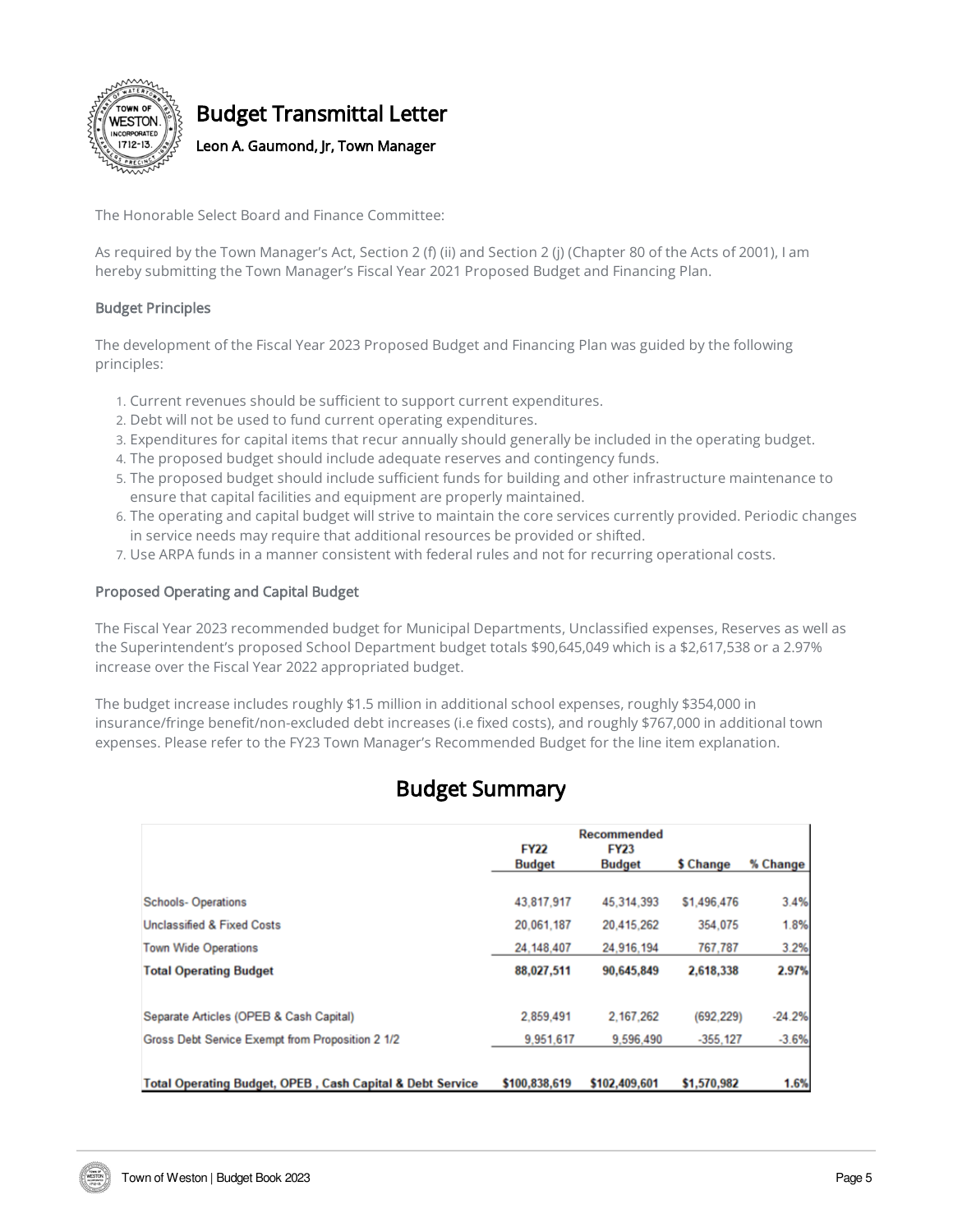# Budget Transmittal Letter

**Leon A. Gaumond, Jr, Town Manager**

The Honorable Select Board and Finance Committee:

As required by the Town Manager's Act, Section 2 (f) (ii) and Section 2 (j) (Chapter 80 of the Acts of 2001), I am hereby submitting the Town Manager's Fiscal Year 2021 Proposed Budget and Financing Plan.

### Budget Principles

The development of the Fiscal Year 2023 Proposed Budget and Financing Plan was guided by the following principles:

1. Current revenues should be sufficient to support current expenditures.
2. Debt will not be used to fund current operating expenditures.
3. Expenditures for capital items that recur annually should generally be included in the operating budget.
4. The proposed budget should include adequate reserves and contingency funds.
5. The proposed budget should include sufficient funds for building and other infrastructure maintenance to ensure that capital facilities and equipment are properly maintained.
6. The operating and capital budget will strive to maintain the core services currently provided. Periodic changes in service needs may require that additional resources be provided or shifted.
7. Use ARPA funds in a manner consistent with federal rules and not for recurring operational costs.

### Proposed Operating and Capital Budget

The Fiscal Year 2023 recommended budget for Municipal Departments, Unclassified expenses, Reserves as well as the Superintendent's proposed School Department budget totals $90,645,049 which is a $2,617,538 or a 2.97% increase over the Fiscal Year 2022 appropriated budget.

The budget increase includes roughly $1.5 million in additional school expenses, roughly $354,000 in insurance/fringe benefit/non-excluded debt increases (i.e fixed costs), and roughly $767,000 in additional town expenses. Please refer to the FY23 Town Manager's Recommended Budget for the line item explanation.

## Budget Summary

| | FY22 Budget | Recommended FY23 Budget | $ Change | % Change |
|---|---|---|---|---|
| Schools- Operations | 43,817,917 | 45,314,393 | $1,496,476 | 3.4% |
| Unclassified & Fixed Costs | 20,061,187 | 20,415,262 | 354,075 | 1.8% |
| Town Wide Operations | 24,148,407 | 24,916,194 | 767,787 | 3.2% |
| **Total Operating Budget** | **88,027,511** | **90,645,849** | **2,618,338** | **2.97%** |
| Separate Articles (OPEB & Cash Capital) | 2,859,491 | 2,167,262 | (692,229) | -24.2% |
| Gross Debt Service Exempt from Proposition 2 1/2 | 9,951,617 | 9,596,490 | -355,127 | -3.6% |
| **Total Operating Budget, OPEB , Cash Capital & Debt Service** | **$100,838,619** | **$102,409,601** | **$1,570,982** | **1.6%** |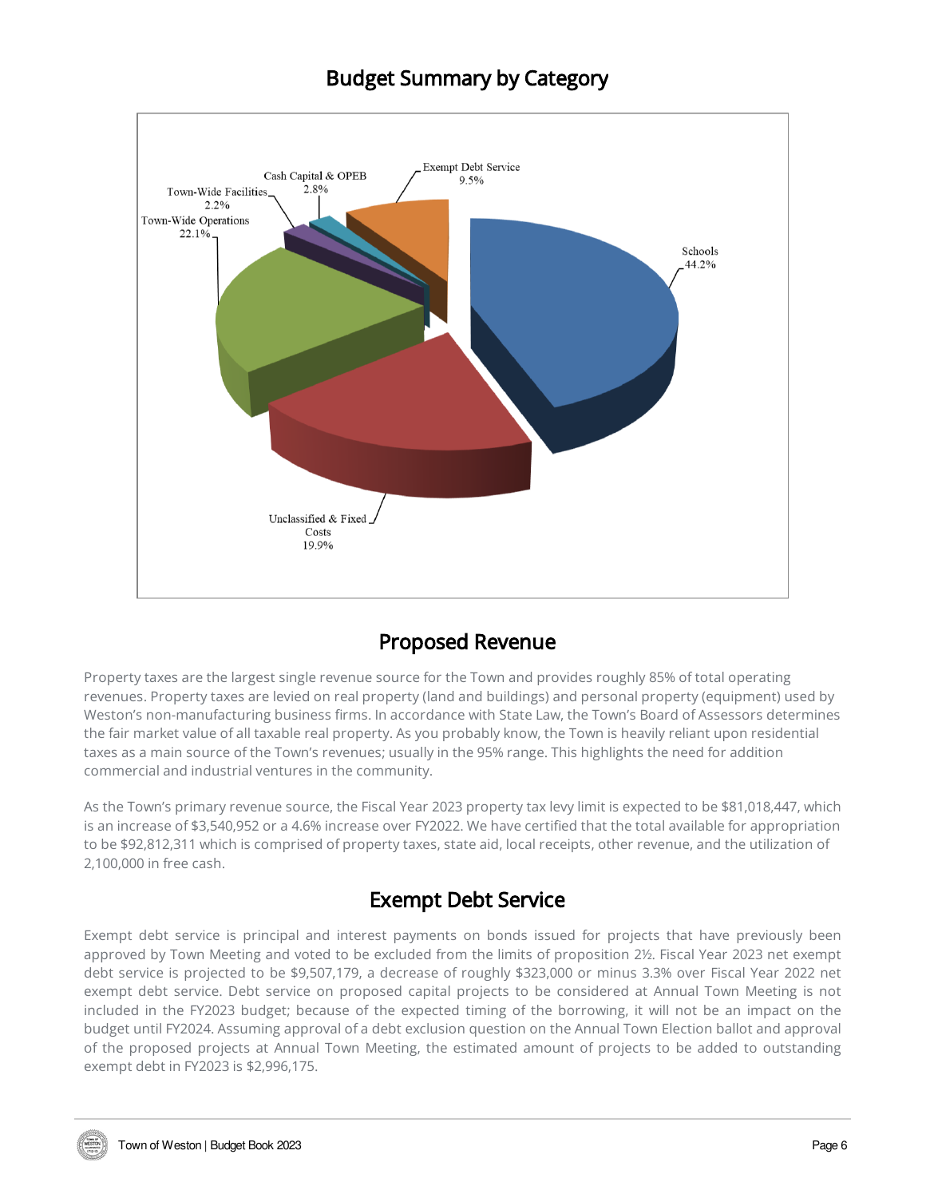## Budget Summary by Category

Schools 44.2%
Unclassified & Fixed Costs 19.9%
Town-Wide Operations 22.1%
Town-Wide Facilities 2.2%
Cash Capital & OPEB 2.8%
Exempt Debt Service 9.5%

## Proposed Revenue

Property taxes are the largest single revenue source for the Town and provides roughly 85% of total operating revenues. Property taxes are levied on real property (land and buildings) and personal property (equipment) used by Weston's non-manufacturing business firms. In accordance with State Law, the Town's Board of Assessors determines the fair market value of all taxable real property. As you probably know, the Town is heavily reliant upon residential taxes as a main source of the Town's revenues; usually in the 95% range. This highlights the need for addition commercial and industrial ventures in the community.

As the Town's primary revenue source, the Fiscal Year 2023 property tax levy limit is expected to be $81,018,447, which is an increase of $3,540,952 or a 4.6% increase over FY2022. We have certified that the total available for appropriation to be $92,812,311 which is comprised of property taxes, state aid, local receipts, other revenue, and the utilization of 2,100,000 in free cash.

## Exempt Debt Service

Exempt debt service is principal and interest payments on bonds issued for projects that have previously been approved by Town Meeting and voted to be excluded from the limits of proposition 2½. Fiscal Year 2023 net exempt debt service is projected to be $9,507,179, a decrease of roughly $323,000 or minus 3.3% over Fiscal Year 2022 net exempt debt service. Debt service on proposed capital projects to be considered at Annual Town Meeting is not included in the FY2023 budget; because of the expected timing of the borrowing, it will not be an impact on the budget until FY2024. Assuming approval of a debt exclusion question on the Annual Town Election ballot and approval of the proposed projects at Annual Town Meeting, the estimated amount of projects to be added to outstanding exempt debt in FY2023 is $2,996,175.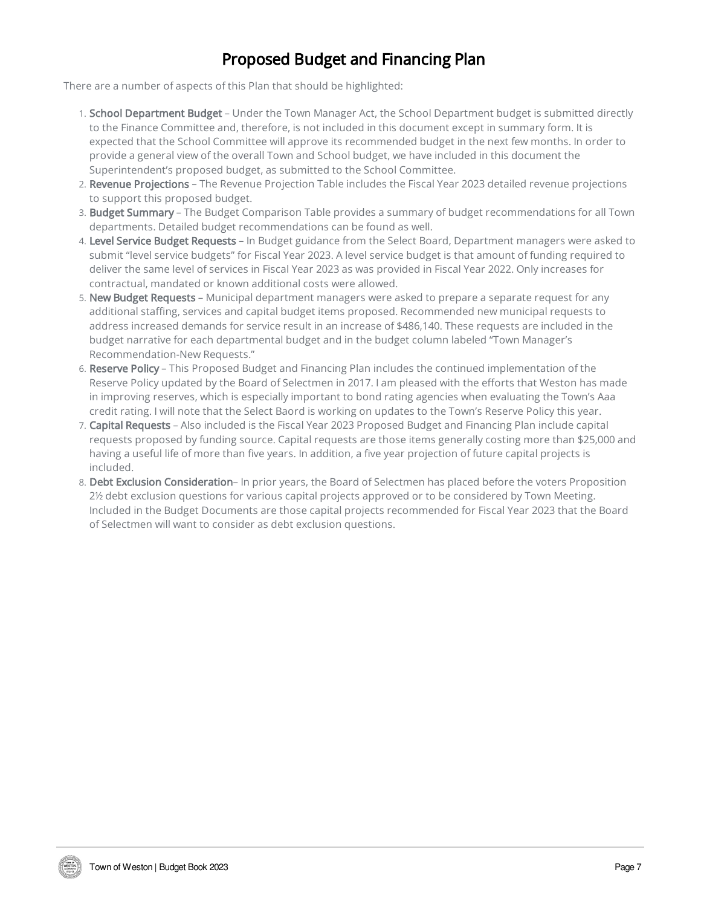# Proposed Budget and Financing Plan

There are a number of aspects of this Plan that should be highlighted:

1. **School Department Budget** – Under the Town Manager Act, the School Department budget is submitted directly to the Finance Committee and, therefore, is not included in this document except in summary form. It is expected that the School Committee will approve its recommended budget in the next few months. In order to provide a general view of the overall Town and School budget, we have included in this document the Superintendent's proposed budget, as submitted to the School Committee.
2. **Revenue Projections** – The Revenue Projection Table includes the Fiscal Year 2023 detailed revenue projections to support this proposed budget.
3. **Budget Summary** – The Budget Comparison Table provides a summary of budget recommendations for all Town departments. Detailed budget recommendations can be found as well.
4. **Level Service Budget Requests** – In Budget guidance from the Select Board, Department managers were asked to submit "level service budgets" for Fiscal Year 2023. A level service budget is that amount of funding required to deliver the same level of services in Fiscal Year 2023 as was provided in Fiscal Year 2022. Only increases for contractual, mandated or known additional costs were allowed.
5. **New Budget Requests** – Municipal department managers were asked to prepare a separate request for any additional staffing, services and capital budget items proposed. Recommended new municipal requests to address increased demands for service result in an increase of $486,140. These requests are included in the budget narrative for each departmental budget and in the budget column labeled "Town Manager's Recommendation-New Requests."
6. **Reserve Policy** – This Proposed Budget and Financing Plan includes the continued implementation of the Reserve Policy updated by the Board of Selectmen in 2017. I am pleased with the efforts that Weston has made in improving reserves, which is especially important to bond rating agencies when evaluating the Town's Aaa credit rating. I will note that the Select Baord is working on updates to the Town's Reserve Policy this year.
7. **Capital Requests** – Also included is the Fiscal Year 2023 Proposed Budget and Financing Plan include capital requests proposed by funding source. Capital requests are those items generally costing more than $25,000 and having a useful life of more than five years. In addition, a five year projection of future capital projects is included.
8. **Debt Exclusion Consideration**– In prior years, the Board of Selectmen has placed before the voters Proposition 2½ debt exclusion questions for various capital projects approved or to be considered by Town Meeting. Included in the Budget Documents are those capital projects recommended for Fiscal Year 2023 that the Board of Selectmen will want to consider as debt exclusion questions.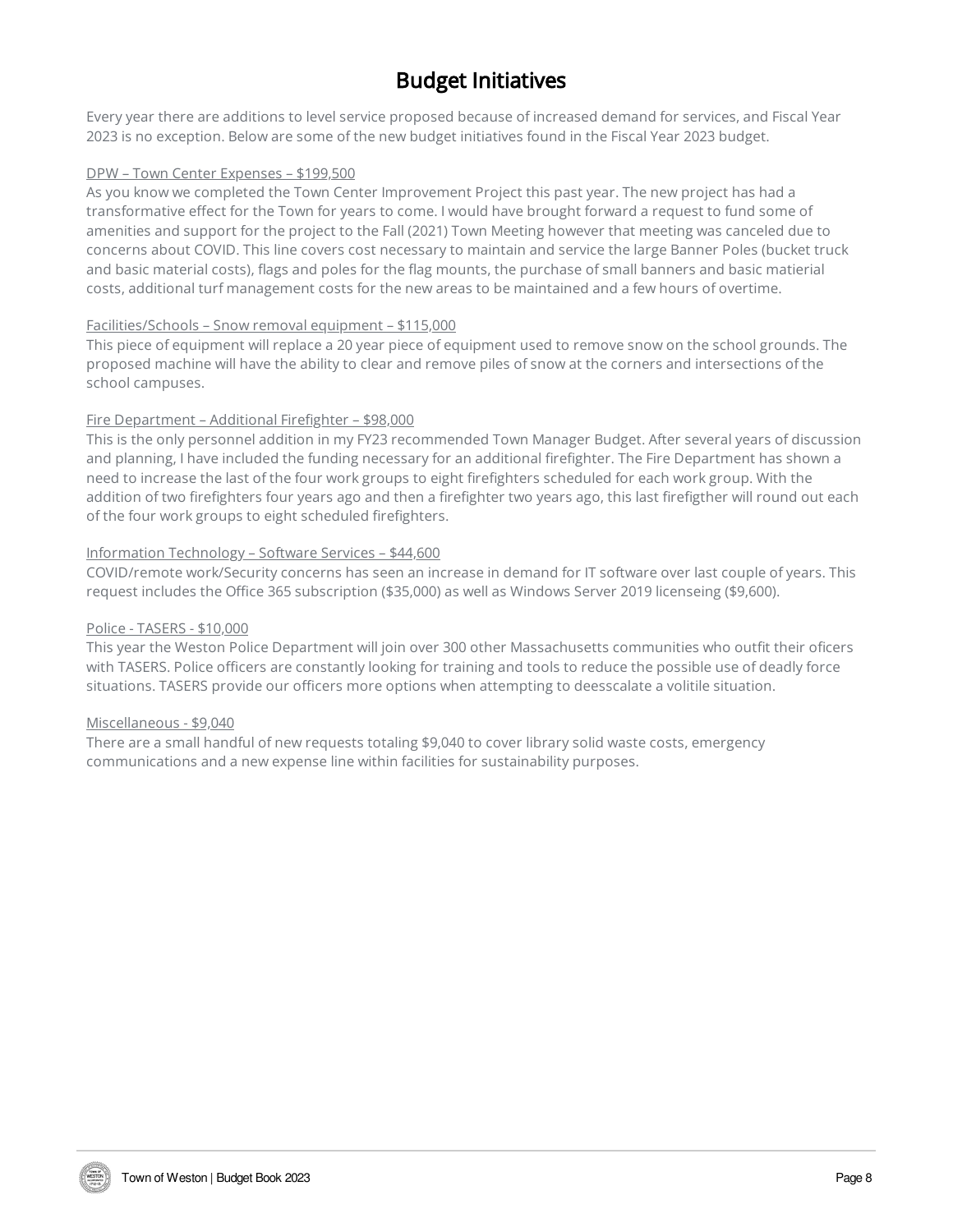# Budget Initiatives

Every year there are additions to level service proposed because of increased demand for services, and Fiscal Year 2023 is no exception. Below are some of the new budget initiatives found in the Fiscal Year 2023 budget.

DPW – Town Center Expenses – $199,500

As you know we completed the Town Center Improvement Project this past year. The new project has had a transformative effect for the Town for years to come. I would have brought forward a request to fund some of amenities and support for the project to the Fall (2021) Town Meeting however that meeting was canceled due to concerns about COVID. This line covers cost necessary to maintain and service the large Banner Poles (bucket truck and basic material costs), flags and poles for the flag mounts, the purchase of small banners and basic matierial costs, additional turf management costs for the new areas to be maintained and a few hours of overtime.

Facilities/Schools – Snow removal equipment – $115,000

This piece of equipment will replace a 20 year piece of equipment used to remove snow on the school grounds. The proposed machine will have the ability to clear and remove piles of snow at the corners and intersections of the school campuses.

Fire Department – Additional Firefighter – $98,000

This is the only personnel addition in my FY23 recommended Town Manager Budget. After several years of discussion and planning, I have included the funding necessary for an additional firefighter. The Fire Department has shown a need to increase the last of the four work groups to eight firefighters scheduled for each work group. With the addition of two firefighters four years ago and then a firefighter two years ago, this last firefigther will round out each of the four work groups to eight scheduled firefighters.

Information Technology – Software Services – $44,600

COVID/remote work/Security concerns has seen an increase in demand for IT software over last couple of years. This request includes the Office 365 subscription ($35,000) as well as Windows Server 2019 licenseing ($9,600).

Police - TASERS - $10,000

This year the Weston Police Department will join over 300 other Massachusetts communities who outfit their oficers with TASERS. Police officers are constantly looking for training and tools to reduce the possible use of deadly force situations. TASERS provide our officers more options when attempting to deesscalate a volitile situation.

Miscellaneous - $9,040

There are a small handful of new requests totaling $9,040 to cover library solid waste costs, emergency communications and a new expense line within facilities for sustainability purposes.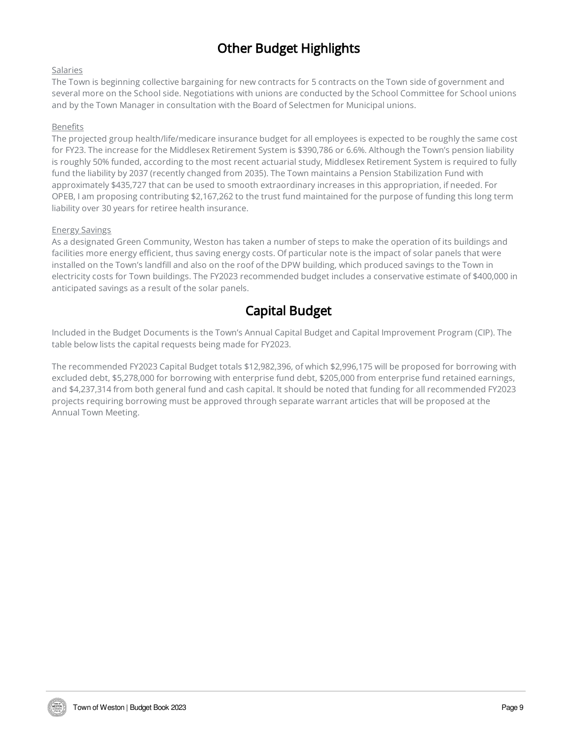## Other Budget Highlights

Salaries

The Town is beginning collective bargaining for new contracts for 5 contracts on the Town side of government and several more on the School side. Negotiations with unions are conducted by the School Committee for School unions and by the Town Manager in consultation with the Board of Selectmen for Municipal unions.

Benefits

The projected group health/life/medicare insurance budget for all employees is expected to be roughly the same cost for FY23. The increase for the Middlesex Retirement System is $390,786 or 6.6%. Although the Town's pension liability is roughly 50% funded, according to the most recent actuarial study, Middlesex Retirement System is required to fully fund the liability by 2037 (recently changed from 2035). The Town maintains a Pension Stabilization Fund with approximately $435,727 that can be used to smooth extraordinary increases in this appropriation, if needed. For OPEB, I am proposing contributing $2,167,262 to the trust fund maintained for the purpose of funding this long term liability over 30 years for retiree health insurance.

Energy Savings

As a designated Green Community, Weston has taken a number of steps to make the operation of its buildings and facilities more energy efficient, thus saving energy costs. Of particular note is the impact of solar panels that were installed on the Town's landfill and also on the roof of the DPW building, which produced savings to the Town in electricity costs for Town buildings. The FY2023 recommended budget includes a conservative estimate of $400,000 in anticipated savings as a result of the solar panels.

## Capital Budget

Included in the Budget Documents is the Town's Annual Capital Budget and Capital Improvement Program (CIP). The table below lists the capital requests being made for FY2023.

The recommended FY2023 Capital Budget totals $12,982,396, of which $2,996,175 will be proposed for borrowing with excluded debt, $5,278,000 for borrowing with enterprise fund debt, $205,000 from enterprise fund retained earnings, and $4,237,314 from both general fund and cash capital. It should be noted that funding for all recommended FY2023 projects requiring borrowing must be approved through separate warrant articles that will be proposed at the Annual Town Meeting.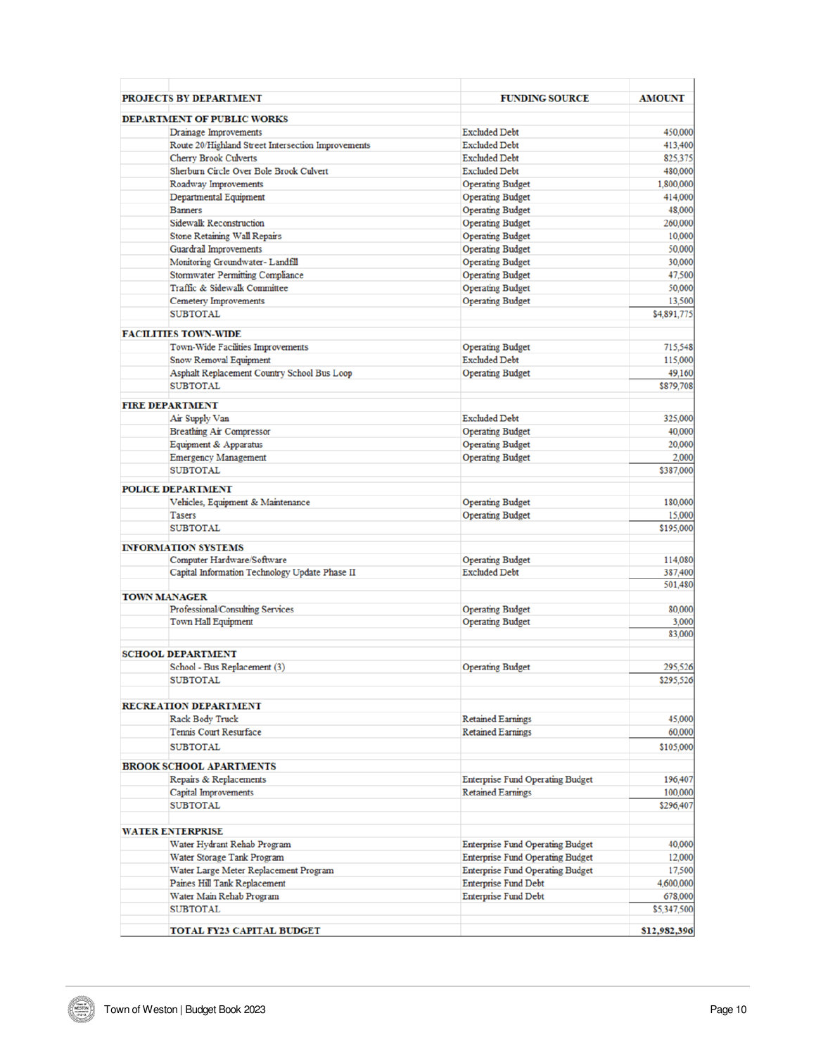| PROJECTS BY DEPARTMENT | FUNDING SOURCE | AMOUNT |
|---|---|---|
| **DEPARTMENT OF PUBLIC WORKS** | | |
| Drainage Improvements | Excluded Debt | 450,000 |
| Route 20/Highland Street Intersection Improvements | Excluded Debt | 413,400 |
| Cherry Brook Culverts | Excluded Debt | 825,375 |
| Sherburn Circle Over Bole Brook Culvert | Excluded Debt | 480,000 |
| Roadway Improvements | Operating Budget | 1,800,000 |
| Departmental Equipment | Operating Budget | 414,000 |
| Banners | Operating Budget | 48,000 |
| Sidewalk Reconstruction | Operating Budget | 260,000 |
| Stone Retaining Wall Repairs | Operating Budget | 10,000 |
| Guardrail Improvements | Operating Budget | 50,000 |
| Monitoring Groundwater- Landfill | Operating Budget | 30,000 |
| Stormwater Permitting Compliance | Operating Budget | 47,500 |
| Traffic & Sidewalk Committee | Operating Budget | 50,000 |
| Cemetery Improvements | Operating Budget | 13,500 |
| SUBTOTAL | | $4,891,775 |
| **FACILITIES TOWN-WIDE** | | |
| Town-Wide Facilities Improvements | Operating Budget | 715,548 |
| Snow Removal Equipment | Excluded Debt | 115,000 |
| Asphalt Replacement Country School Bus Loop | Operating Budget | 49,160 |
| SUBTOTAL | | $879,708 |
| **FIRE DEPARTMENT** | | |
| Air Supply Van | Excluded Debt | 325,000 |
| Breathing Air Compressor | Operating Budget | 40,000 |
| Equipment & Apparatus | Operating Budget | 20,000 |
| Emergency Management | Operating Budget | 2,000 |
| SUBTOTAL | | $387,000 |
| **POLICE DEPARTMENT** | | |
| Vehicles, Equipment & Maintenance | Operating Budget | 180,000 |
| Tasers | Operating Budget | 15,000 |
| SUBTOTAL | | $195,000 |
| **INFORMATION SYSTEMS** | | |
| Computer Hardware/Software | Operating Budget | 114,080 |
| Capital Information Technology Update Phase II | Excluded Debt | 387,400 |
| | | 501,480 |
| **TOWN MANAGER** | | |
| Professional/Consulting Services | Operating Budget | 80,000 |
| Town Hall Equipment | Operating Budget | 3,000 |
| | | 83,000 |
| **SCHOOL DEPARTMENT** | | |
| School - Bus Replacement (3) | Operating Budget | 295,526 |
| SUBTOTAL | | $295,526 |
| **RECREATION DEPARTMENT** | | |
| Rack Body Truck | Retained Earnings | 45,000 |
| Tennis Court Resurface | Retained Earnings | 60,000 |
| SUBTOTAL | | $105,000 |
| **BROOK SCHOOL APARTMENTS** | | |
| Repairs & Replacements | Enterprise Fund Operating Budget | 196,407 |
| Capital Improvements | Retained Earnings | 100,000 |
| SUBTOTAL | | $296,407 |
| **WATER ENTERPRISE** | | |
| Water Hydrant Rehab Program | Enterprise Fund Operating Budget | 40,000 |
| Water Storage Tank Program | Enterprise Fund Operating Budget | 12,000 |
| Water Large Meter Replacement Program | Enterprise Fund Operating Budget | 17,500 |
| Paines Hill Tank Replacement | Enterprise Fund Debt | 4,600,000 |
| Water Main Rehab Program | Enterprise Fund Debt | 678,000 |
| SUBTOTAL | | $5,347,500 |
| **TOTAL FY23 CAPITAL BUDGET** | | **$12,982,396** |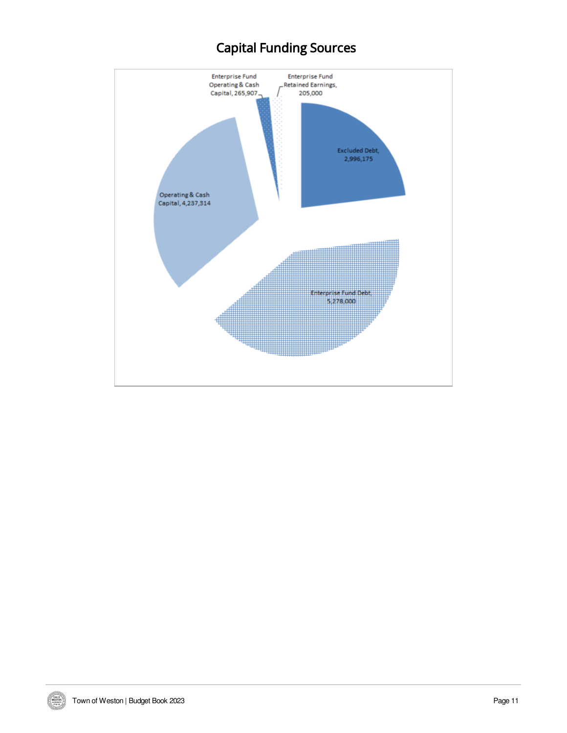## Capital Funding Sources

Enterprise Fund Operating & Cash Capital, 265,907

Enterprise Fund Retained Earnings, 205,000

Excluded Debt, 2,996,175

Operating & Cash Capital, 4,237,314

Enterprise Fund Debt, 5,278,000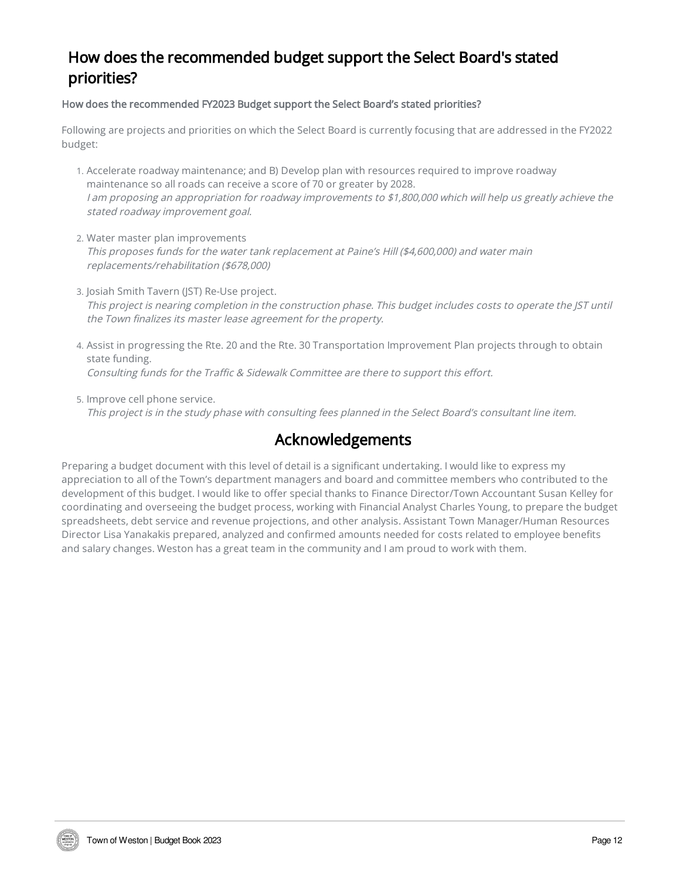# How does the recommended budget support the Select Board's stated priorities?

**How does the recommended FY2023 Budget support the Select Board's stated priorities?**

Following are projects and priorities on which the Select Board is currently focusing that are addressed in the FY2022 budget:

1. Accelerate roadway maintenance; and B) Develop plan with resources required to improve roadway maintenance so all roads can receive a score of 70 or greater by 2028.
   *I am proposing an appropriation for roadway improvements to $1,800,000 which will help us greatly achieve the stated roadway improvement goal.*

2. Water master plan improvements
   *This proposes funds for the water tank replacement at Paine's Hill ($4,600,000) and water main replacements/rehabilitation ($678,000)*

3. Josiah Smith Tavern (JST) Re-Use project.
   *This project is nearing completion in the construction phase. This budget includes costs to operate the JST until the Town finalizes its master lease agreement for the property.*

4. Assist in progressing the Rte. 20 and the Rte. 30 Transportation Improvement Plan projects through to obtain state funding.
   *Consulting funds for the Traffic & Sidewalk Committee are there to support this effort.*

5. Improve cell phone service.
   *This project is in the study phase with consulting fees planned in the Select Board's consultant line item.*

## Acknowledgements

Preparing a budget document with this level of detail is a significant undertaking. I would like to express my appreciation to all of the Town's department managers and board and committee members who contributed to the development of this budget. I would like to offer special thanks to Finance Director/Town Accountant Susan Kelley for coordinating and overseeing the budget process, working with Financial Analyst Charles Young, to prepare the budget spreadsheets, debt service and revenue projections, and other analysis. Assistant Town Manager/Human Resources Director Lisa Yanakakis prepared, analyzed and confirmed amounts needed for costs related to employee benefits and salary changes. Weston has a great team in the community and I am proud to work with them.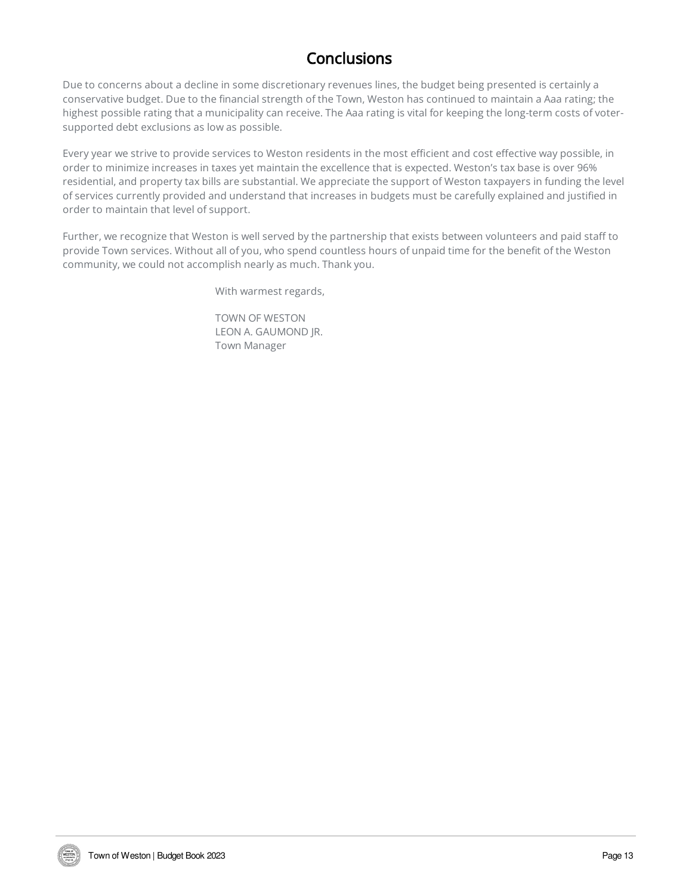# Conclusions

Due to concerns about a decline in some discretionary revenues lines, the budget being presented is certainly a conservative budget. Due to the financial strength of the Town, Weston has continued to maintain a Aaa rating; the highest possible rating that a municipality can receive. The Aaa rating is vital for keeping the long-term costs of voter-supported debt exclusions as low as possible.

Every year we strive to provide services to Weston residents in the most efficient and cost effective way possible, in order to minimize increases in taxes yet maintain the excellence that is expected. Weston's tax base is over 96% residential, and property tax bills are substantial. We appreciate the support of Weston taxpayers in funding the level of services currently provided and understand that increases in budgets must be carefully explained and justified in order to maintain that level of support.

Further, we recognize that Weston is well served by the partnership that exists between volunteers and paid staff to provide Town services. Without all of you, who spend countless hours of unpaid time for the benefit of the Weston community, we could not accomplish nearly as much. Thank you.

With warmest regards,

TOWN OF WESTON
LEON A. GAUMOND JR.
Town Manager